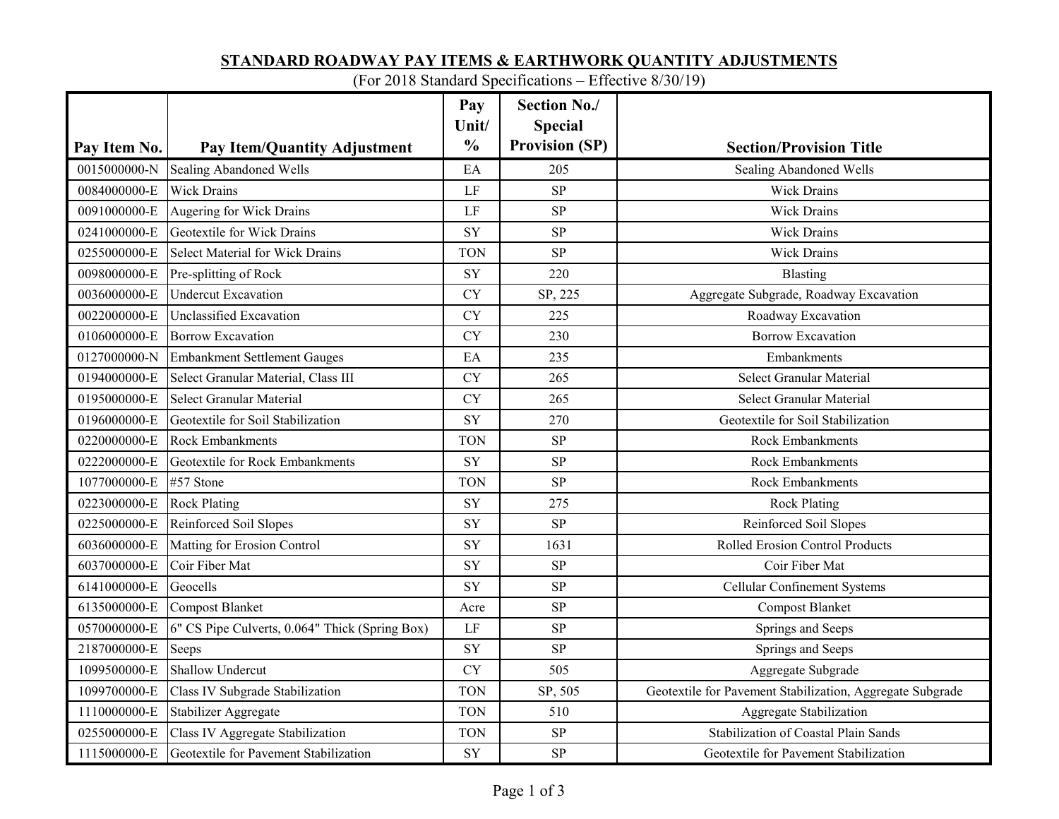# STANDARD ROADWAY PAY ITEMS & EARTHWORK QUANTITY ADJUSTMENTS

(For 2018 Standard Specifications – Effective 8/30/19)

| Pay Item No. | Pay Item/Quantity Adjustment | Pay Unit/ % | Section No./ Special Provision (SP) | Section/Provision Title |
|---|---|---|---|---|
| 0015000000-N | Sealing Abandoned Wells | EA | 205 | Sealing Abandoned Wells |
| 0084000000-E | Wick Drains | LF | SP | Wick Drains |
| 0091000000-E | Augering for Wick Drains | LF | SP | Wick Drains |
| 0241000000-E | Geotextile for Wick Drains | SY | SP | Wick Drains |
| 0255000000-E | Select Material for Wick Drains | TON | SP | Wick Drains |
| 0098000000-E | Pre-splitting of Rock | SY | 220 | Blasting |
| 0036000000-E | Undercut Excavation | CY | SP, 225 | Aggregate Subgrade, Roadway Excavation |
| 0022000000-E | Unclassified Excavation | CY | 225 | Roadway Excavation |
| 0106000000-E | Borrow Excavation | CY | 230 | Borrow Excavation |
| 0127000000-N | Embankment Settlement Gauges | EA | 235 | Embankments |
| 0194000000-E | Select Granular Material, Class III | CY | 265 | Select Granular Material |
| 0195000000-E | Select Granular Material | CY | 265 | Select Granular Material |
| 0196000000-E | Geotextile for Soil Stabilization | SY | 270 | Geotextile for Soil Stabilization |
| 0220000000-E | Rock Embankments | TON | SP | Rock Embankments |
| 0222000000-E | Geotextile for Rock Embankments | SY | SP | Rock Embankments |
| 1077000000-E | #57 Stone | TON | SP | Rock Embankments |
| 0223000000-E | Rock Plating | SY | 275 | Rock Plating |
| 0225000000-E | Reinforced Soil Slopes | SY | SP | Reinforced Soil Slopes |
| 6036000000-E | Matting for Erosion Control | SY | 1631 | Rolled Erosion Control Products |
| 6037000000-E | Coir Fiber Mat | SY | SP | Coir Fiber Mat |
| 6141000000-E | Geocells | SY | SP | Cellular Confinement Systems |
| 6135000000-E | Compost Blanket | Acre | SP | Compost Blanket |
| 0570000000-E | 6" CS Pipe Culverts, 0.064" Thick (Spring Box) | LF | SP | Springs and Seeps |
| 2187000000-E | Seeps | SY | SP | Springs and Seeps |
| 1099500000-E | Shallow Undercut | CY | 505 | Aggregate Subgrade |
| 1099700000-E | Class IV Subgrade Stabilization | TON | SP, 505 | Geotextile for Pavement Stabilization, Aggregate Subgrade |
| 1110000000-E | Stabilizer Aggregate | TON | 510 | Aggregate Stabilization |
| 0255000000-E | Class IV Aggregate Stabilization | TON | SP | Stabilization of Coastal Plain Sands |
| 1115000000-E | Geotextile for Pavement Stabilization | SY | SP | Geotextile for Pavement Stabilization |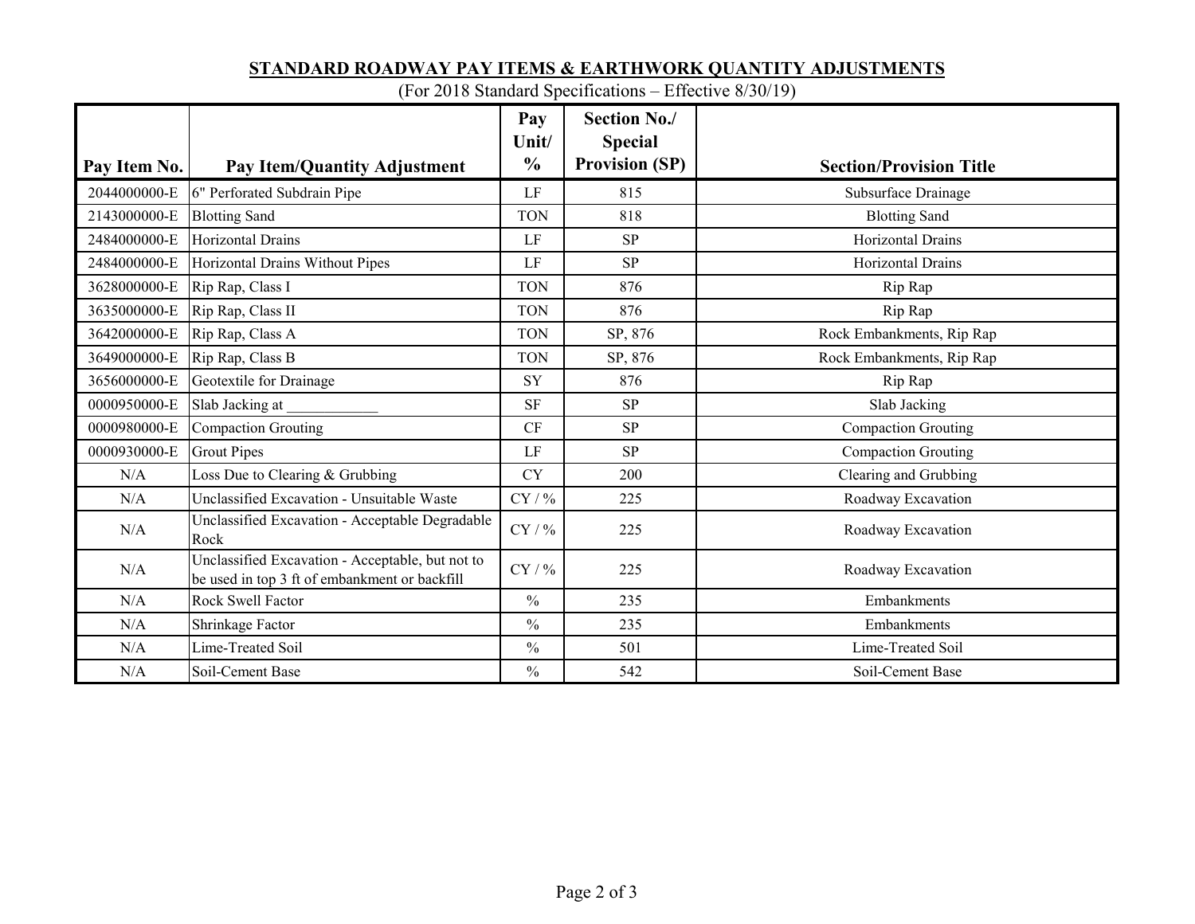## STANDARD ROADWAY PAY ITEMS & EARTHWORK QUANTITY ADJUSTMENTS

(For 2018 Standard Specifications – Effective 8/30/19)

| Pay Item No. | Pay Item/Quantity Adjustment | Pay Unit/ % | Section No./ Special Provision (SP) | Section/Provision Title |
|---|---|---|---|---|
| 2044000000-E | 6" Perforated Subdrain Pipe | LF | 815 | Subsurface Drainage |
| 2143000000-E | Blotting Sand | TON | 818 | Blotting Sand |
| 2484000000-E | Horizontal Drains | LF | SP | Horizontal Drains |
| 2484000000-E | Horizontal Drains Without Pipes | LF | SP | Horizontal Drains |
| 3628000000-E | Rip Rap, Class I | TON | 876 | Rip Rap |
| 3635000000-E | Rip Rap, Class II | TON | 876 | Rip Rap |
| 3642000000-E | Rip Rap, Class A | TON | SP, 876 | Rock Embankments, Rip Rap |
| 3649000000-E | Rip Rap, Class B | TON | SP, 876 | Rock Embankments, Rip Rap |
| 3656000000-E | Geotextile for Drainage | SY | 876 | Rip Rap |
| 0000950000-E | Slab Jacking at ____________ | SF | SP | Slab Jacking |
| 0000980000-E | Compaction Grouting | CF | SP | Compaction Grouting |
| 0000930000-E | Grout Pipes | LF | SP | Compaction Grouting |
| N/A | Loss Due to Clearing & Grubbing | CY | 200 | Clearing and Grubbing |
| N/A | Unclassified Excavation - Unsuitable Waste | CY / % | 225 | Roadway Excavation |
| N/A | Unclassified Excavation - Acceptable Degradable Rock | CY / % | 225 | Roadway Excavation |
| N/A | Unclassified Excavation - Acceptable, but not to be used in top 3 ft of embankment or backfill | CY / % | 225 | Roadway Excavation |
| N/A | Rock Swell Factor | % | 235 | Embankments |
| N/A | Shrinkage Factor | % | 235 | Embankments |
| N/A | Lime-Treated Soil | % | 501 | Lime-Treated Soil |
| N/A | Soil-Cement Base | % | 542 | Soil-Cement Base |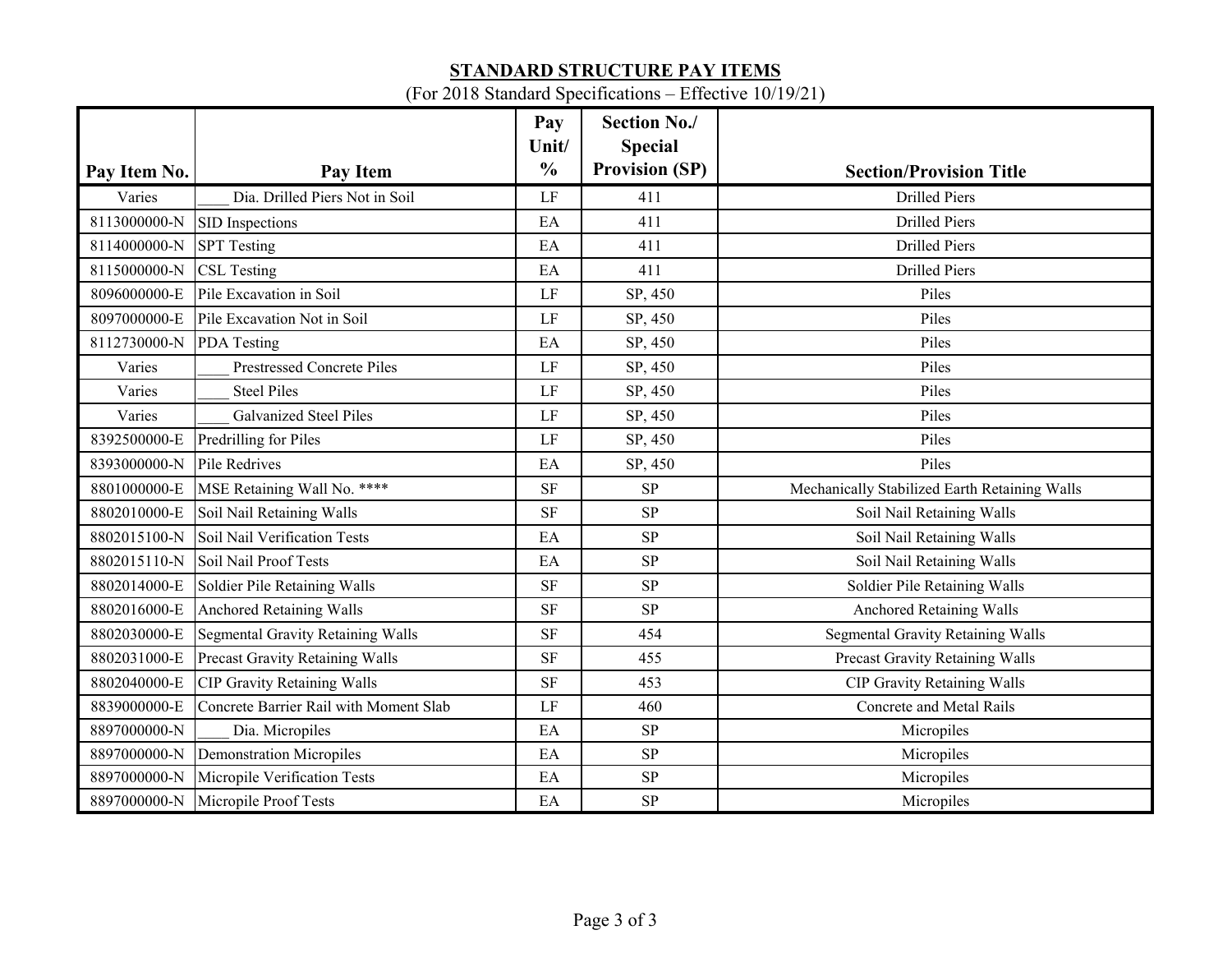**STANDARD STRUCTURE PAY ITEMS**

(For 2018 Standard Specifications – Effective 10/19/21)

| Pay Item No. | Pay Item | Pay Unit/ % | Section No./ Special Provision (SP) | Section/Provision Title |
|---|---|---|---|---|
| Varies | ____ Dia. Drilled Piers Not in Soil | LF | 411 | Drilled Piers |
| 8113000000-N | SID Inspections | EA | 411 | Drilled Piers |
| 8114000000-N | SPT Testing | EA | 411 | Drilled Piers |
| 8115000000-N | CSL Testing | EA | 411 | Drilled Piers |
| 8096000000-E | Pile Excavation in Soil | LF | SP, 450 | Piles |
| 8097000000-E | Pile Excavation Not in Soil | LF | SP, 450 | Piles |
| 8112730000-N | PDA Testing | EA | SP, 450 | Piles |
| Varies | ____ Prestressed Concrete Piles | LF | SP, 450 | Piles |
| Varies | ____ Steel Piles | LF | SP, 450 | Piles |
| Varies | ____ Galvanized Steel Piles | LF | SP, 450 | Piles |
| 8392500000-E | Predrilling for Piles | LF | SP, 450 | Piles |
| 8393000000-N | Pile Redrives | EA | SP, 450 | Piles |
| 8801000000-E | MSE Retaining Wall No. **** | SF | SP | Mechanically Stabilized Earth Retaining Walls |
| 8802010000-E | Soil Nail Retaining Walls | SF | SP | Soil Nail Retaining Walls |
| 8802015100-N | Soil Nail Verification Tests | EA | SP | Soil Nail Retaining Walls |
| 8802015110-N | Soil Nail Proof Tests | EA | SP | Soil Nail Retaining Walls |
| 8802014000-E | Soldier Pile Retaining Walls | SF | SP | Soldier Pile Retaining Walls |
| 8802016000-E | Anchored Retaining Walls | SF | SP | Anchored Retaining Walls |
| 8802030000-E | Segmental Gravity Retaining Walls | SF | 454 | Segmental Gravity Retaining Walls |
| 8802031000-E | Precast Gravity Retaining Walls | SF | 455 | Precast Gravity Retaining Walls |
| 8802040000-E | CIP Gravity Retaining Walls | SF | 453 | CIP Gravity Retaining Walls |
| 8839000000-E | Concrete Barrier Rail with Moment Slab | LF | 460 | Concrete and Metal Rails |
| 8897000000-N | ____ Dia. Micropiles | EA | SP | Micropiles |
| 8897000000-N | Demonstration Micropiles | EA | SP | Micropiles |
| 8897000000-N | Micropile Verification Tests | EA | SP | Micropiles |
| 8897000000-N | Micropile Proof Tests | EA | SP | Micropiles |